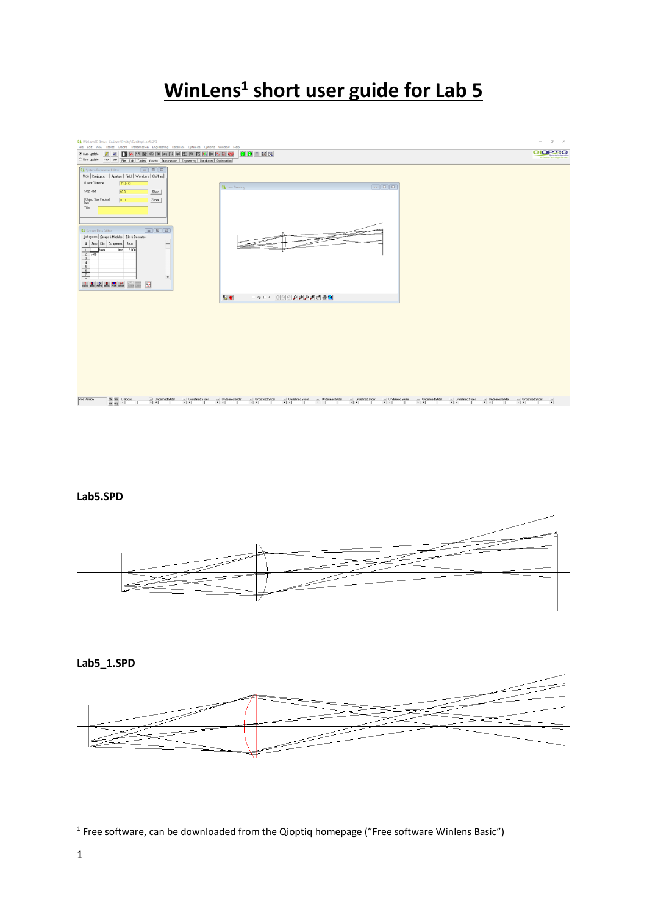# WinLens[1] short user guide for Lab 5

**Lab5.SPD**

**Lab5_1.SPD**

[1] Free software, can be downloaded from the Qioptiq homepage (”Free software Winlens Basic”)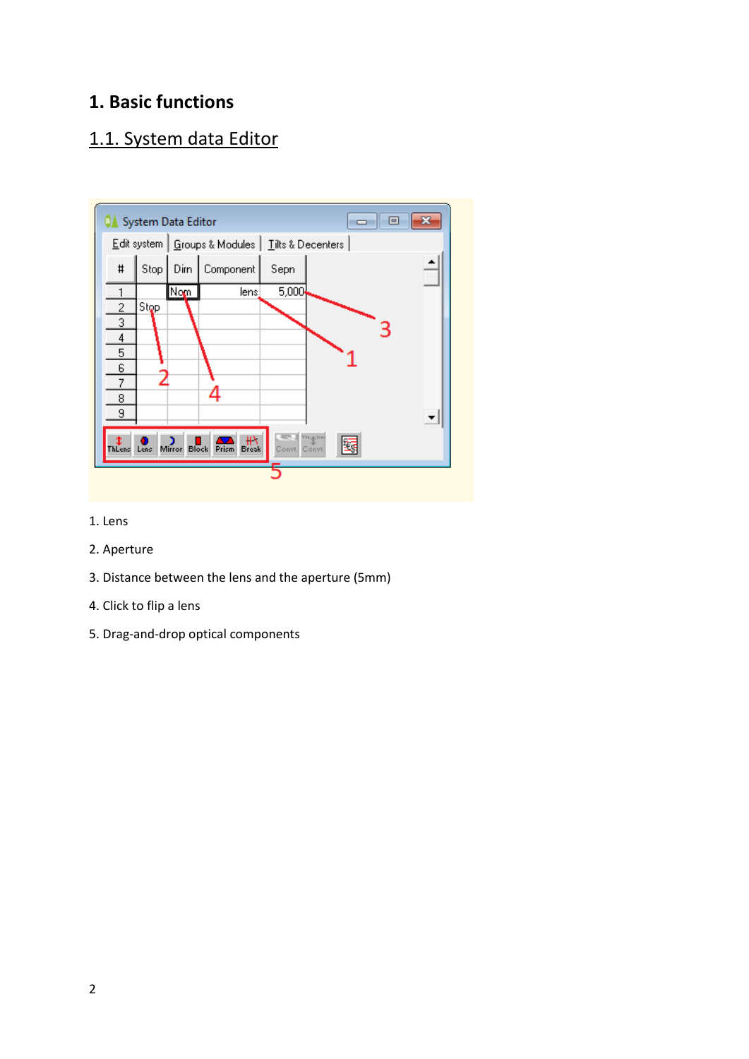# 1. Basic functions

## 1.1. System data Editor

1. Lens

2. Aperture

3. Distance between the lens and the aperture (5mm)

4. Click to flip a lens

5. Drag-and-drop optical components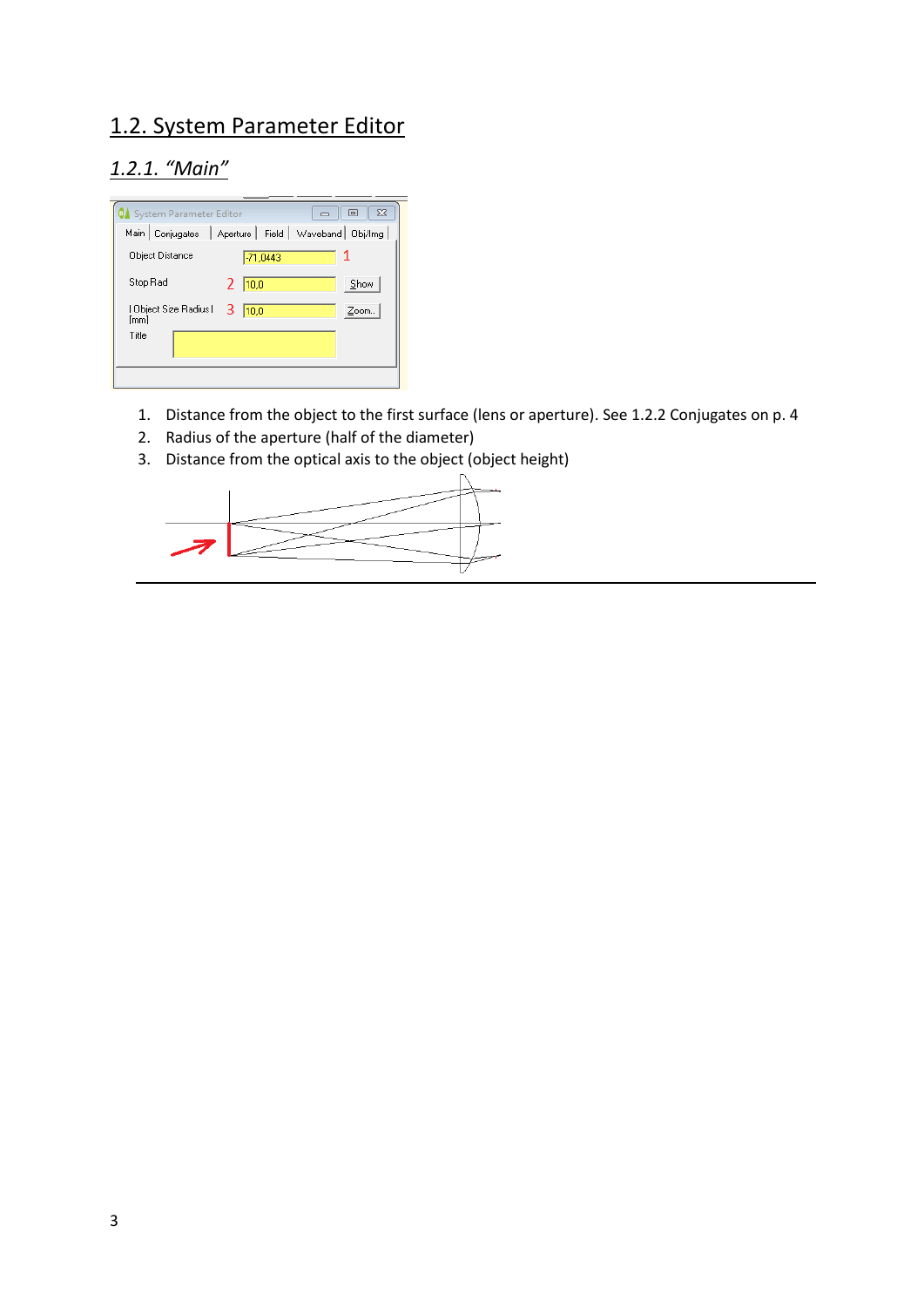## 1.2. System Parameter Editor

### *1.2.1. "Main"*

1. Distance from the object to the first surface (lens or aperture). See 1.2.2 Conjugates on p. 4
2. Radius of the aperture (half of the diameter)
3. Distance from the optical axis to the object (object height)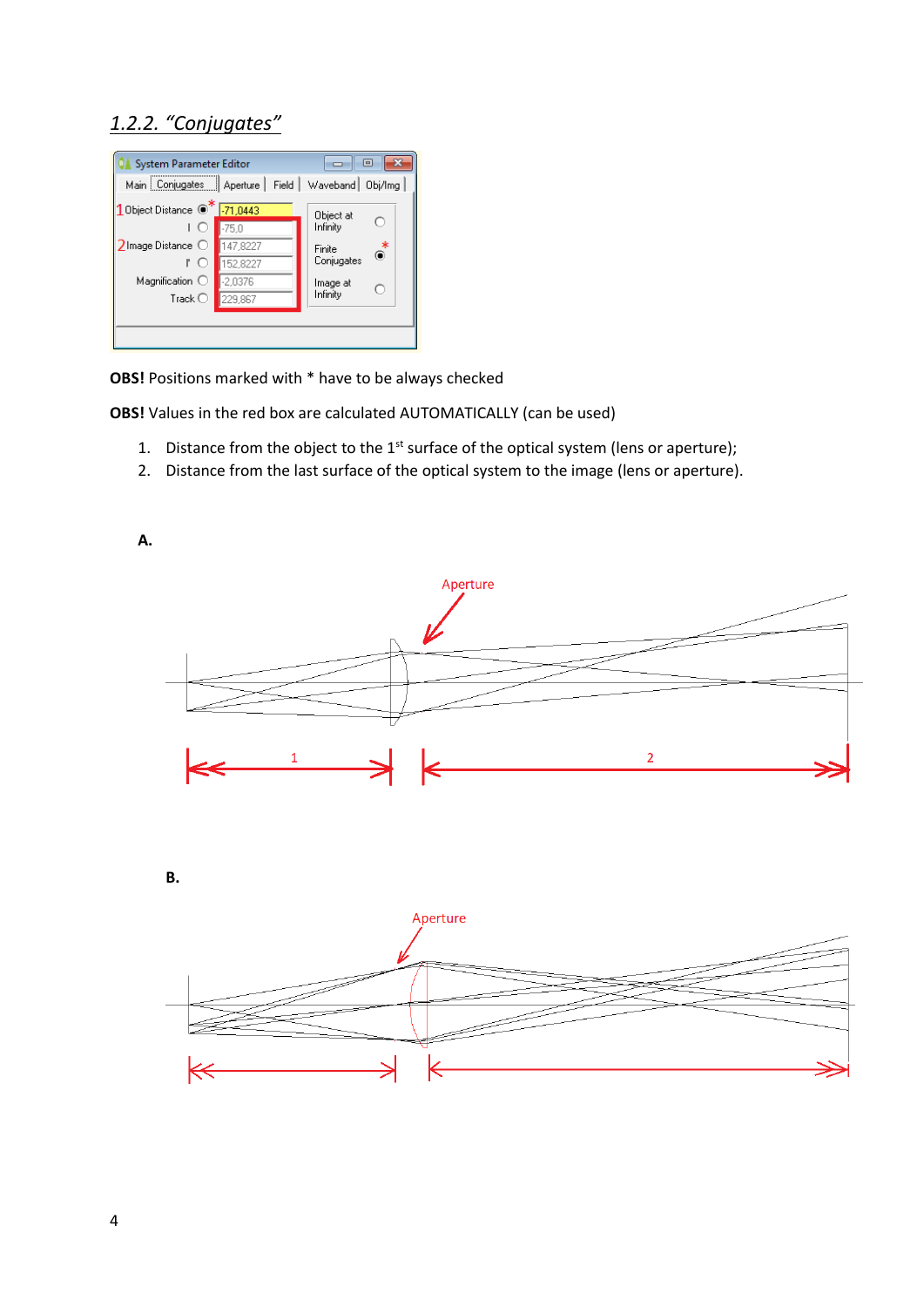### *1.2.2. "Conjugates"*

**OBS!** Positions marked with * have to be always checked

**OBS!** Values in the red box are calculated AUTOMATICALLY (can be used)

1. Distance from the object to the 1st surface of the optical system (lens or aperture);
2. Distance from the last surface of the optical system to the image (lens or aperture).

**A.**

**B.**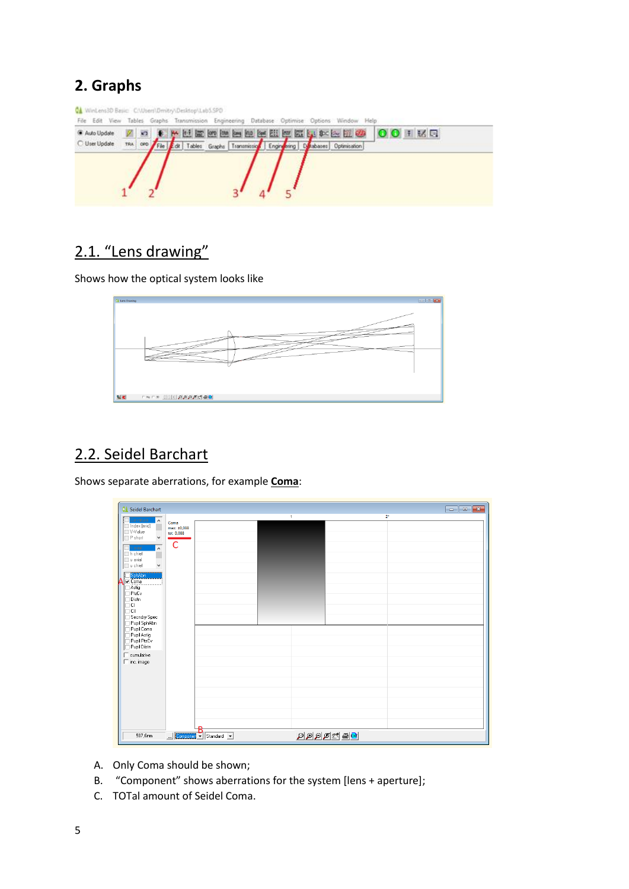## 2. Graphs

### 2.1. "Lens drawing"

Shows how the optical system looks like

### 2.2. Seidel Barchart

Shows separate aberrations, for example **Coma**:

A. Only Coma should be shown;
B. "Component" shows aberrations for the system [lens + aperture];
C. TOTal amount of Seidel Coma.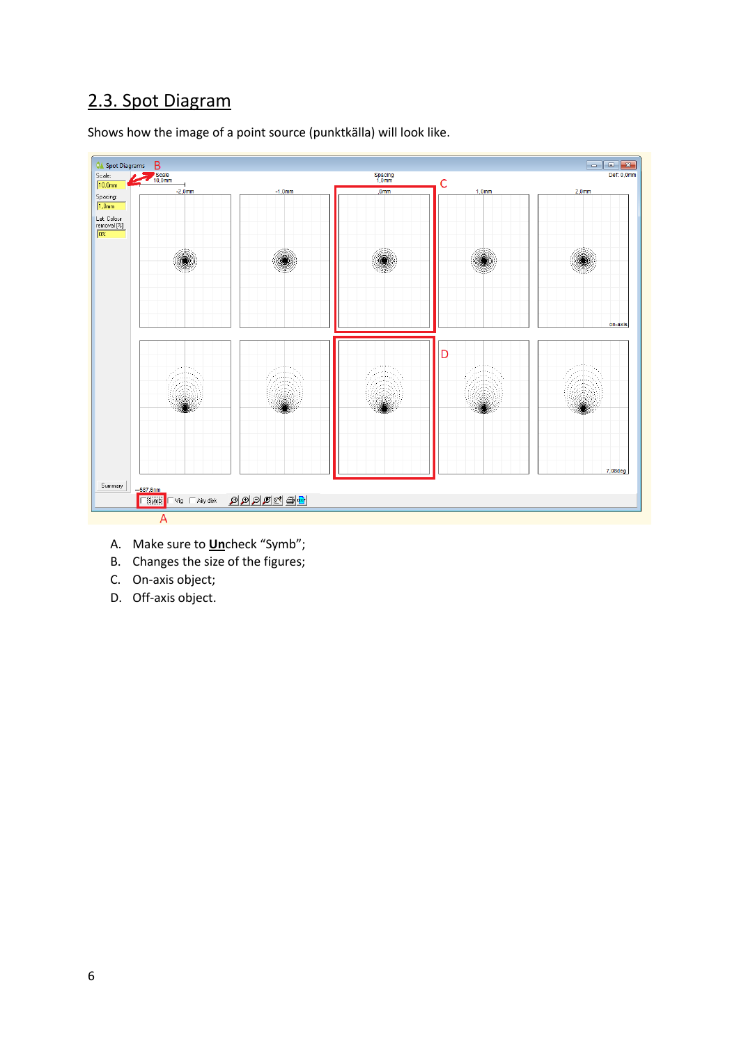## 2.3. Spot Diagram

Shows how the image of a point source (punktkälla) will look like.

A. Make sure to **<u>Un</u>**check "Symb";
B. Changes the size of the figures;
C. On-axis object;
D. Off-axis object.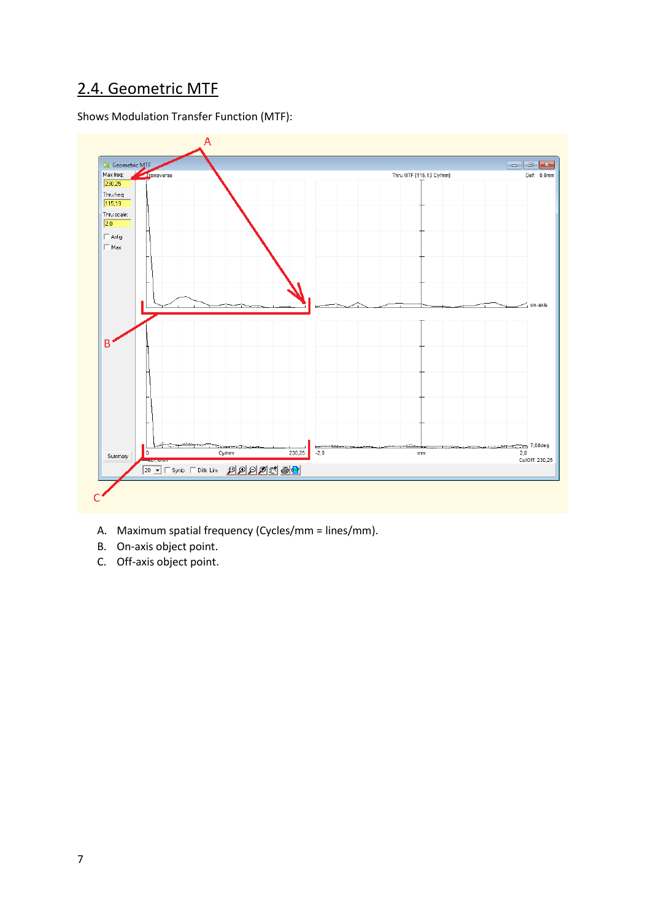## 2.4. Geometric MTF

Shows Modulation Transfer Function (MTF):

A. Maximum spatial frequency (Cycles/mm = lines/mm).
B. On-axis object point.
C. Off-axis object point.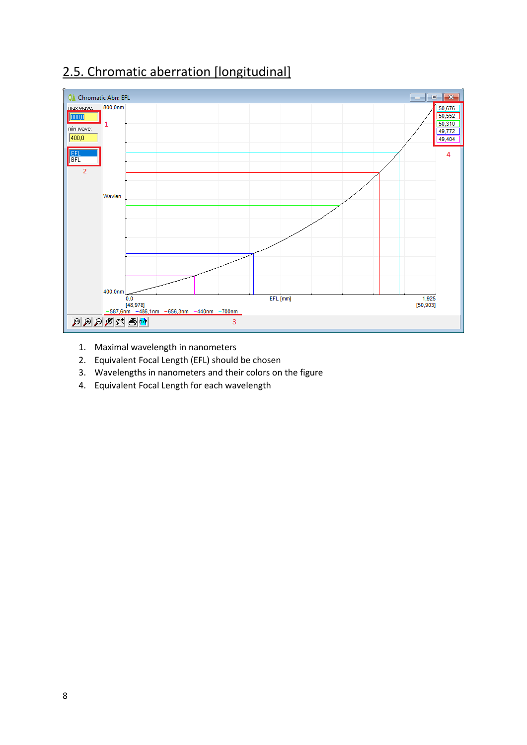## 2.5. Chromatic aberration [longitudinal]

1. Maximal wavelength in nanometers
2. Equivalent Focal Length (EFL) should be chosen
3. Wavelengths in nanometers and their colors on the figure
4. Equivalent Focal Length for each wavelength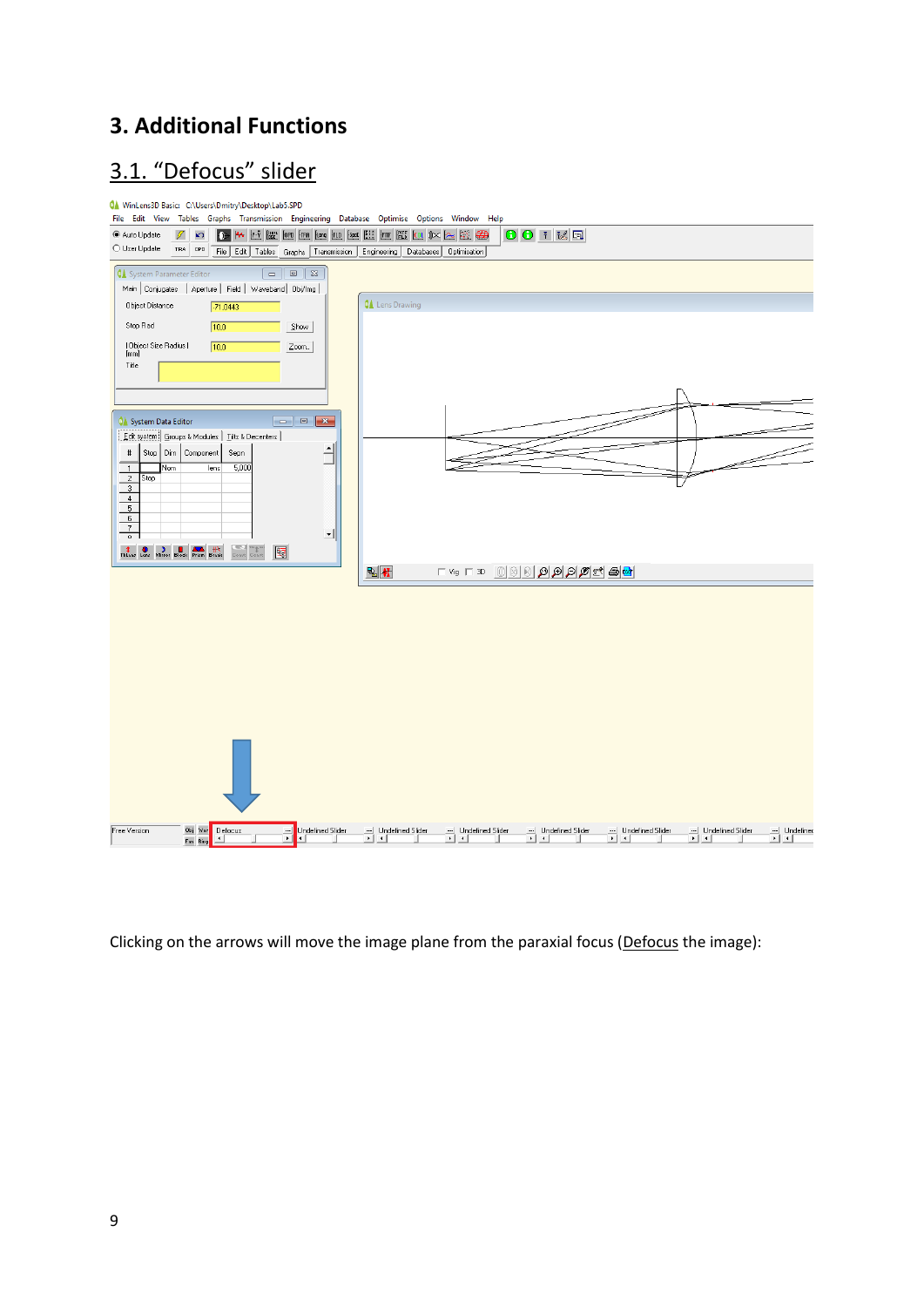# 3. Additional Functions

## 3.1. “Defocus” slider

Clicking on the arrows will move the image plane from the paraxial focus (Defocus the image):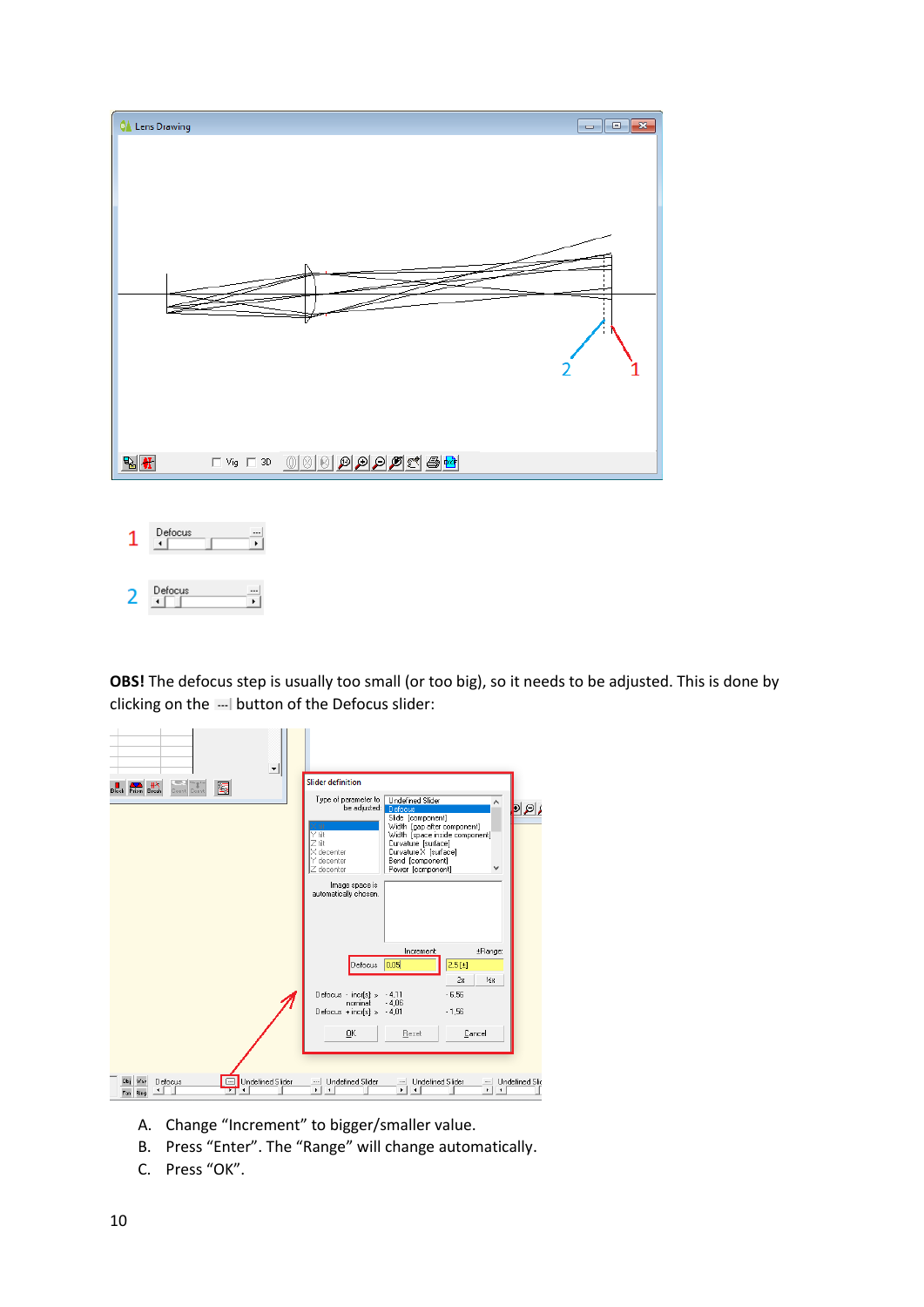**OBS!** The defocus step is usually too small (or too big), so it needs to be adjusted. This is done by clicking on the --- button of the Defocus slider:

A. Change "Increment" to bigger/smaller value.
B. Press "Enter". The "Range" will change automatically.
C. Press "OK".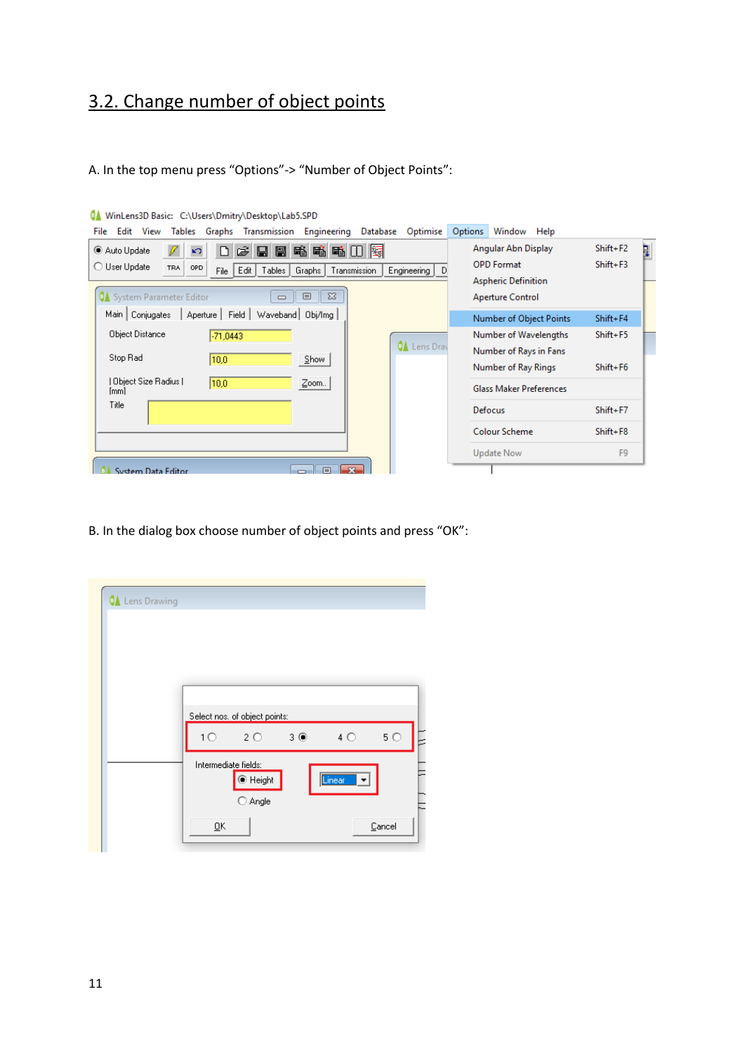## 3.2. Change number of object points

A. In the top menu press “Options”-> “Number of Object Points”:

B. In the dialog box choose number of object points and press “OK”: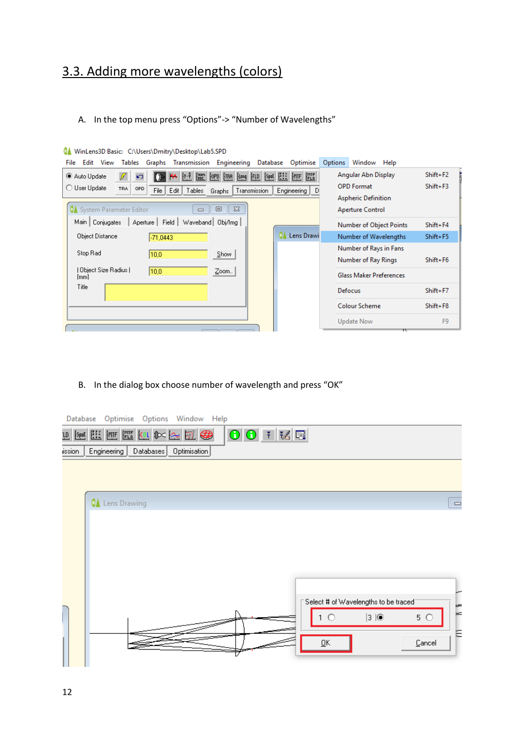## 3.3. Adding more wavelengths (colors)

A. In the top menu press “Options”-> “Number of Wavelengths”

B. In the dialog box choose number of wavelength and press “OK”